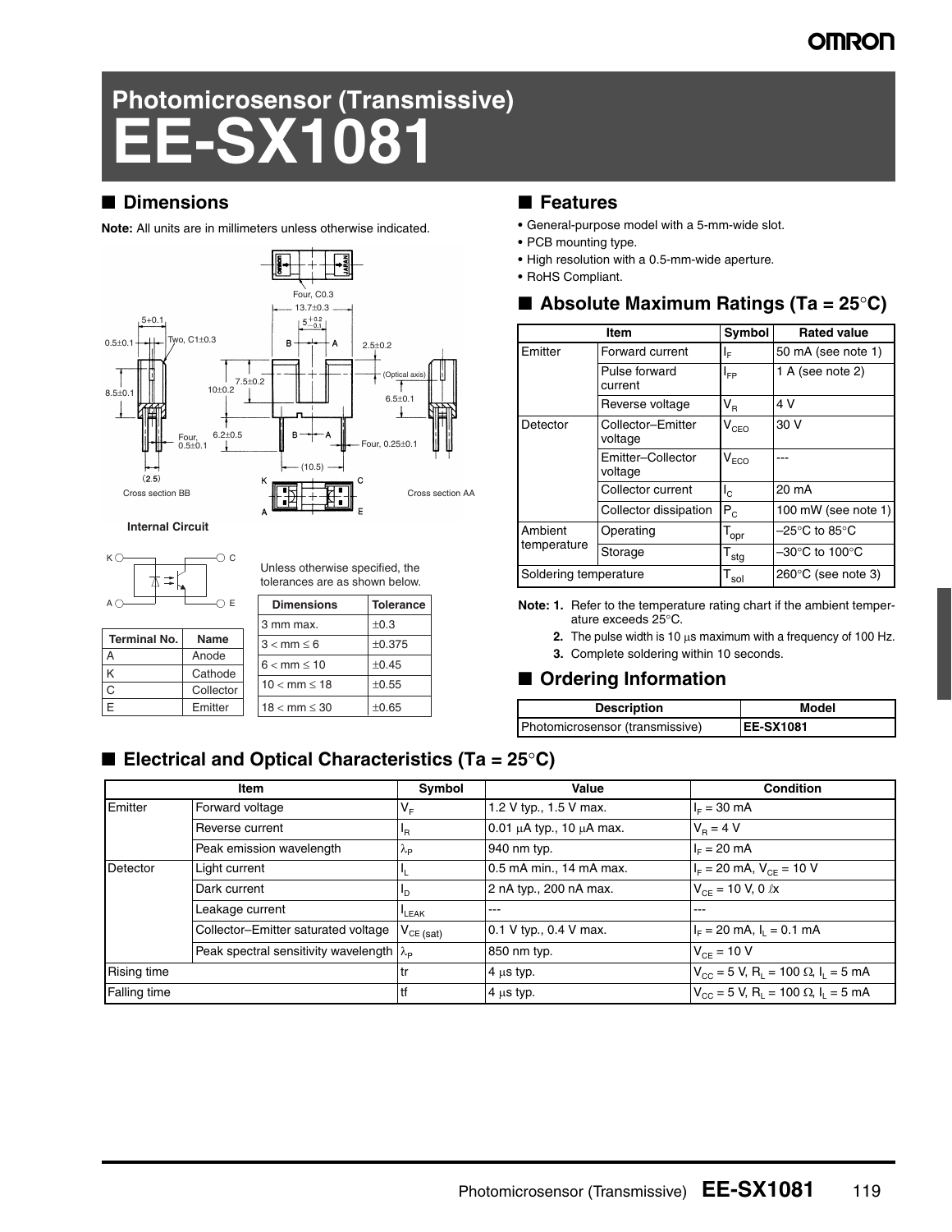# Photomicrosensor (Transmissive)

# EE-SX1081

## ■ Dimensions

**Note:** All units are in millimeters unless otherwise indicated.

Four, C0.3
13.7±0.3
$5^{+0.2}_{-0.1}$
5±0.1
0.5±0.1
Two, C1±0.3
2.5±0.2
(Optical axis)
7.5±0.2
10±0.2
8.5±0.1
6.5±0.1
Four, 0.5±0.1
6.2±0.5
Four, 0.25±0.1
(10.5)
(2.5)
Cross section BB
Cross section AA

**Internal Circuit**

| Terminal No. | Name |
|---|---|
| A | Anode |
| K | Cathode |
| C | Collector |
| E | Emitter |

Unless otherwise specified, the tolerances are as shown below.

| Dimensions | Tolerance |
|---|---|
| 3 mm max. | ±0.3 |
| 3 < mm ≤ 6 | ±0.375 |
| 6 < mm ≤ 10 | ±0.45 |
| 10 < mm ≤ 18 | ±0.55 |
| 18 < mm ≤ 30 | ±0.65 |

## ■ Features

- General-purpose model with a 5-mm-wide slot.
- PCB mounting type.
- High resolution with a 0.5-mm-wide aperture.
- RoHS Compliant.

## ■ Absolute Maximum Ratings (Ta = 25°C)

| Item | | Symbol | Rated value |
|---|---|---|---|
| Emitter | Forward current | $I_F$ | 50 mA (see note 1) |
| | Pulse forward current | $I_{FP}$ | 1 A (see note 2) |
| | Reverse voltage | $V_R$ | 4 V |
| Detector | Collector–Emitter voltage | $V_{CEO}$ | 30 V |
| | Emitter–Collector voltage | $V_{ECO}$ | --- |
| | Collector current | $I_C$ | 20 mA |
| | Collector dissipation | $P_C$ | 100 mW (see note 1) |
| Ambient temperature | Operating | $T_{opr}$ | –25°C to 85°C |
| | Storage | $T_{stg}$ | –30°C to 100°C |
| Soldering temperature | | $T_{sol}$ | 260°C (see note 3) |

**Note: 1.** Refer to the temperature rating chart if the ambient temperature exceeds 25°C.

**2.** The pulse width is 10 μs maximum with a frequency of 100 Hz.

**3.** Complete soldering within 10 seconds.

## ■ Ordering Information

| Description | Model |
|---|---|
| Photomicrosensor (transmissive) | **EE-SX1081** |

## ■ Electrical and Optical Characteristics (Ta = 25°C)

| Item | | Symbol | Value | Condition |
|---|---|---|---|---|
| Emitter | Forward voltage | $V_F$ | 1.2 V typ., 1.5 V max. | $I_F$ = 30 mA |
| | Reverse current | $I_R$ | 0.01 μA typ., 10 μA max. | $V_R$ = 4 V |
| | Peak emission wavelength | $\lambda_P$ | 940 nm typ. | $I_F$ = 20 mA |
| Detector | Light current | $I_L$ | 0.5 mA min., 14 mA max. | $I_F$ = 20 mA, $V_{CE}$ = 10 V |
| | Dark current | $I_D$ | 2 nA typ., 200 nA max. | $V_{CE}$ = 10 V, 0 ℓx |
| | Leakage current | $I_{LEAK}$ | --- | --- |
| | Collector–Emitter saturated voltage | $V_{CE\ (sat)}$ | 0.1 V typ., 0.4 V max. | $I_F$ = 20 mA, $I_L$ = 0.1 mA |
| | Peak spectral sensitivity wavelength | $\lambda_P$ | 850 nm typ. | $V_{CE}$ = 10 V |
| Rising time | | tr | 4 μs typ. | $V_{CC}$ = 5 V, $R_L$ = 100 Ω, $I_L$ = 5 mA |
| Falling time | | tf | 4 μs typ. | $V_{CC}$ = 5 V, $R_L$ = 100 Ω, $I_L$ = 5 mA |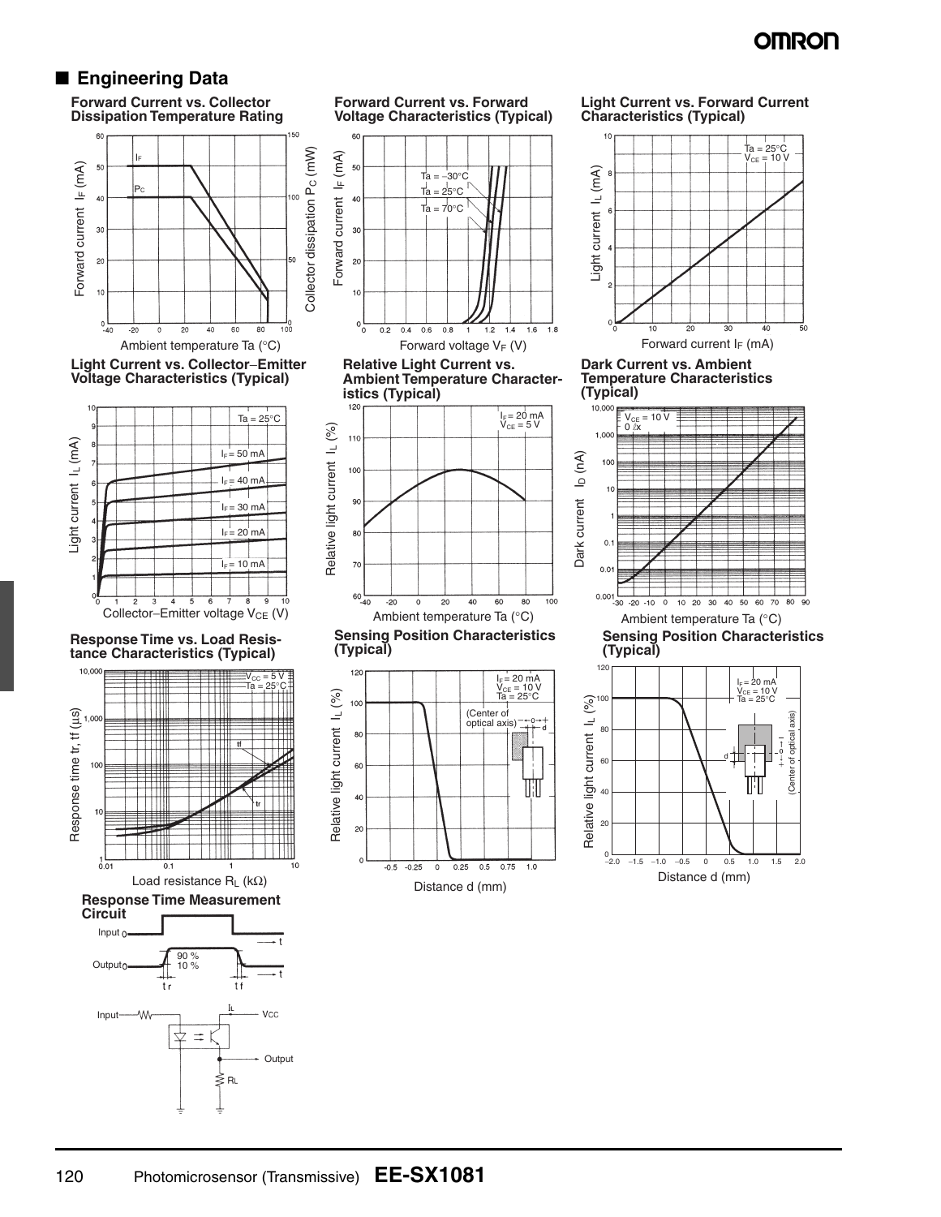## ■ Engineering Data

### Forward Current vs. Collector Dissipation Temperature Rating

Forward current $I_F$ (mA)
Collector dissipation $P_C$ (mW)
$I_F$
$P_C$
Ambient temperature Ta (°C)

### Forward Current vs. Forward Voltage Characteristics (Typical)

Forward current $I_F$ (mA)
Ta = −30°C
Ta = 25°C
Ta = 70°C
Forward voltage $V_F$ (V)

### Light Current vs. Forward Current Characteristics (Typical)

Ta = 25°C
$V_{CE}$ = 10 V
Light current $I_L$ (mA)
Forward current $I_F$ (mA)

### Light Current vs. Collector−Emitter Voltage Characteristics (Typical)

Ta = 25°C
$I_F$ = 50 mA
$I_F$ = 40 mA
$I_F$ = 30 mA
$I_F$ = 20 mA
$I_F$ = 10 mA
Light current $I_L$ (mA)
Collector−Emitter voltage $V_{CE}$ (V)

### Relative Light Current vs. Ambient Temperature Characteristics (Typical)

$I_F$ = 20 mA
$V_{CE}$ = 5 V
Relative light current $I_L$ (%)
Ambient temperature Ta (°C)

### Dark Current vs. Ambient Temperature Characteristics (Typical)

$V_{CE}$ = 10 V
0 ℓx
Dark current $I_D$ (nA)
Ambient temperature Ta (°C)

### Response Time vs. Load Resistance Characteristics (Typical)

$V_{CC}$ = 5 V
Ta = 25°C
tf
tr
Response time tr, tf (μs)
Load resistance $R_L$ (kΩ)

### Sensing Position Characteristics (Typical)

$I_F$ = 20 mA
$V_{CE}$ = 10 V
Ta = 25°C
(Center of optical axis)
d
Relative light current $I_L$ (%)
Distance d (mm)

### Sensing Position Characteristics (Typical)

$I_F$ = 20 mA
$V_{CE}$ = 10 V
Ta = 25°C
d
(Center of optical axis)
Relative light current $I_L$ (%)
Distance d (mm)

### Response Time Measurement Circuit

Input
Output
90 %
10 %
t r
t f
t
$I_L$
Vcc
Output
$R_L$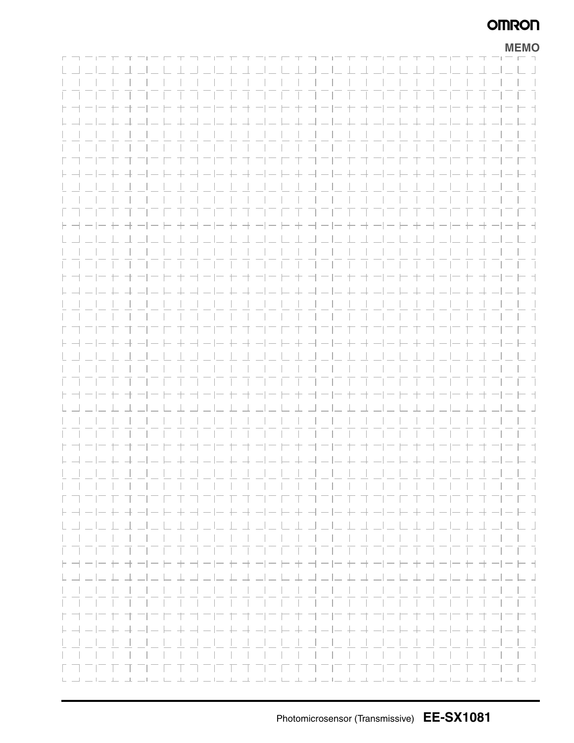MEMO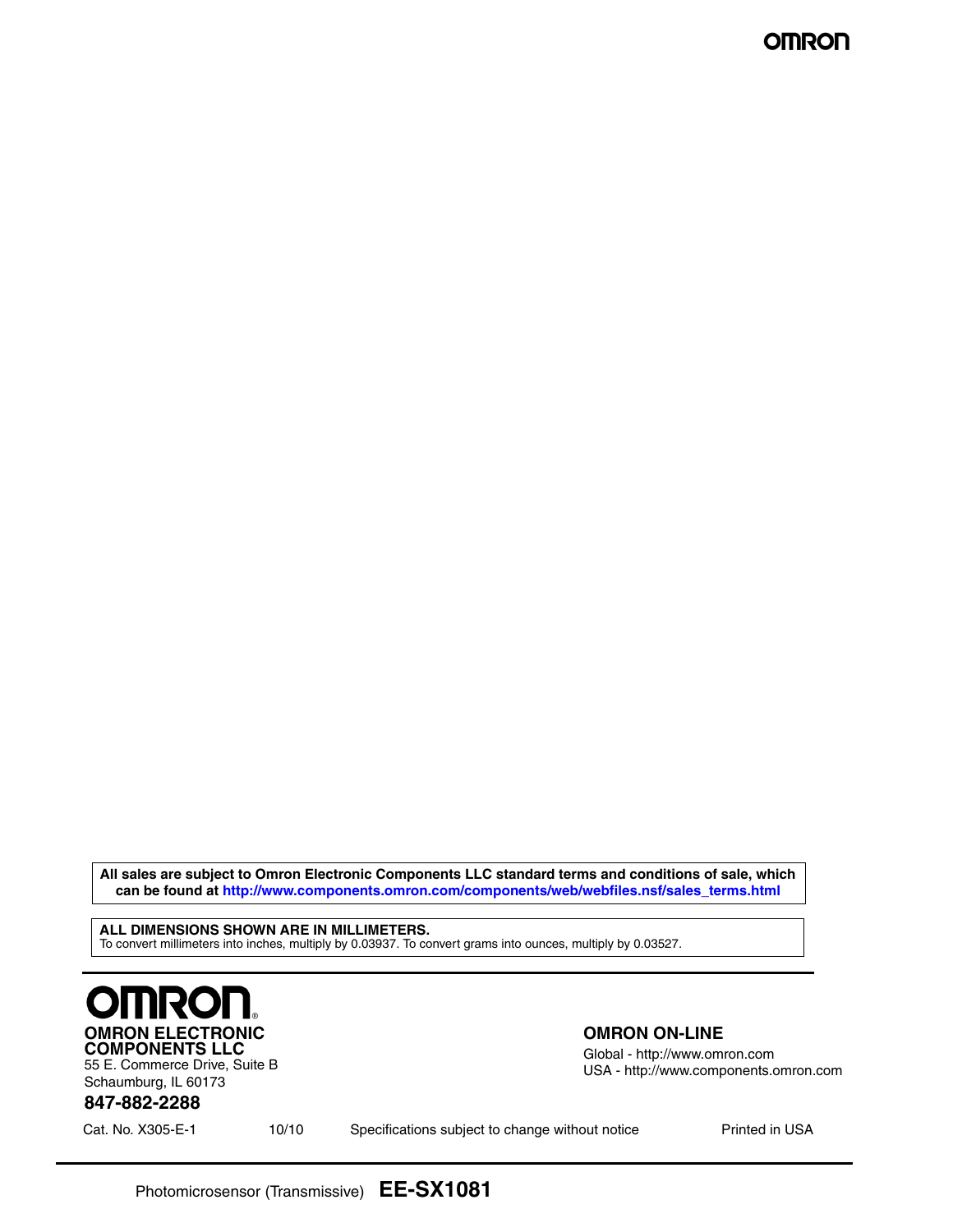**All sales are subject to Omron Electronic Components LLC standard terms and conditions of sale, which can be found at http://www.components.omron.com/components/web/webfiles.nsf/sales_terms.html**

**ALL DIMENSIONS SHOWN ARE IN MILLIMETERS.**
To convert millimeters into inches, multiply by 0.03937. To convert grams into ounces, multiply by 0.03527.

**OMRON ELECTRONIC COMPONENTS LLC**
55 E. Commerce Drive, Suite B
Schaumburg, IL 60173

**847-882-2288**

**OMRON ON-LINE**
Global - http://www.omron.com
USA - http://www.components.omron.com

Cat. No. X305-E-1 10/10 Specifications subject to change without notice Printed in USA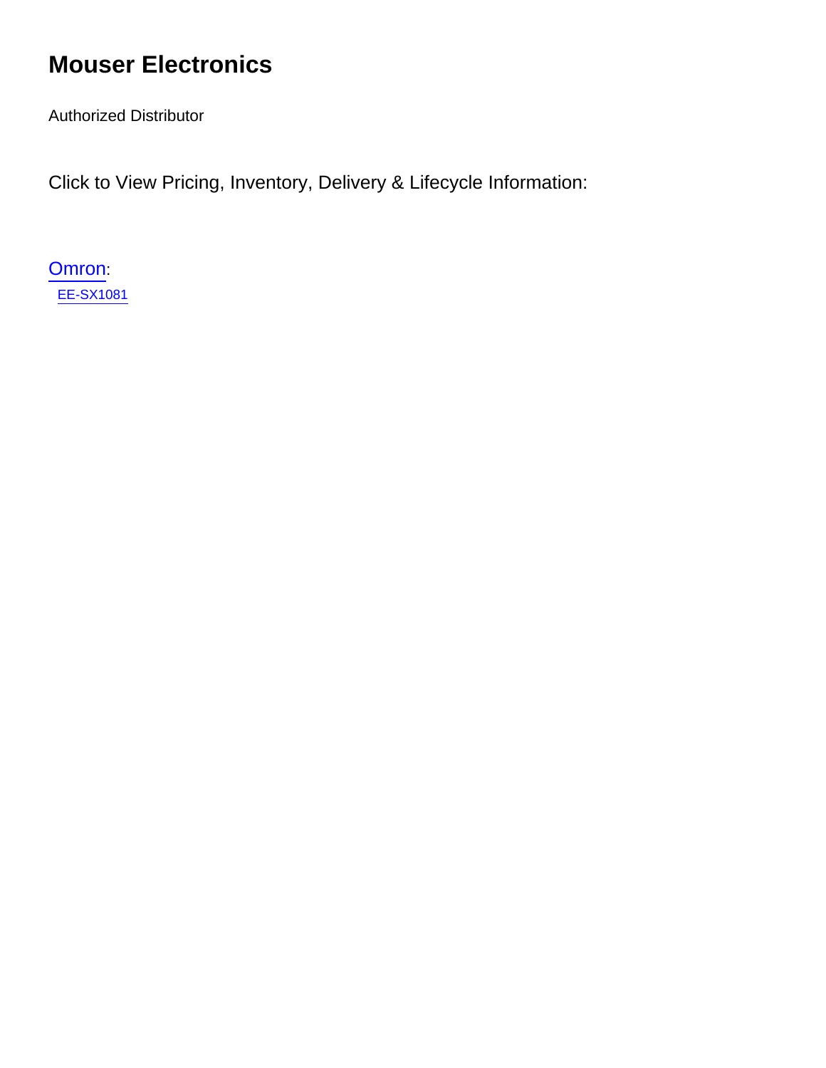# Mouser Electronics

Authorized Distributor

Click to View Pricing, Inventory, Delivery & Lifecycle Information:

Omron:

EE-SX1081